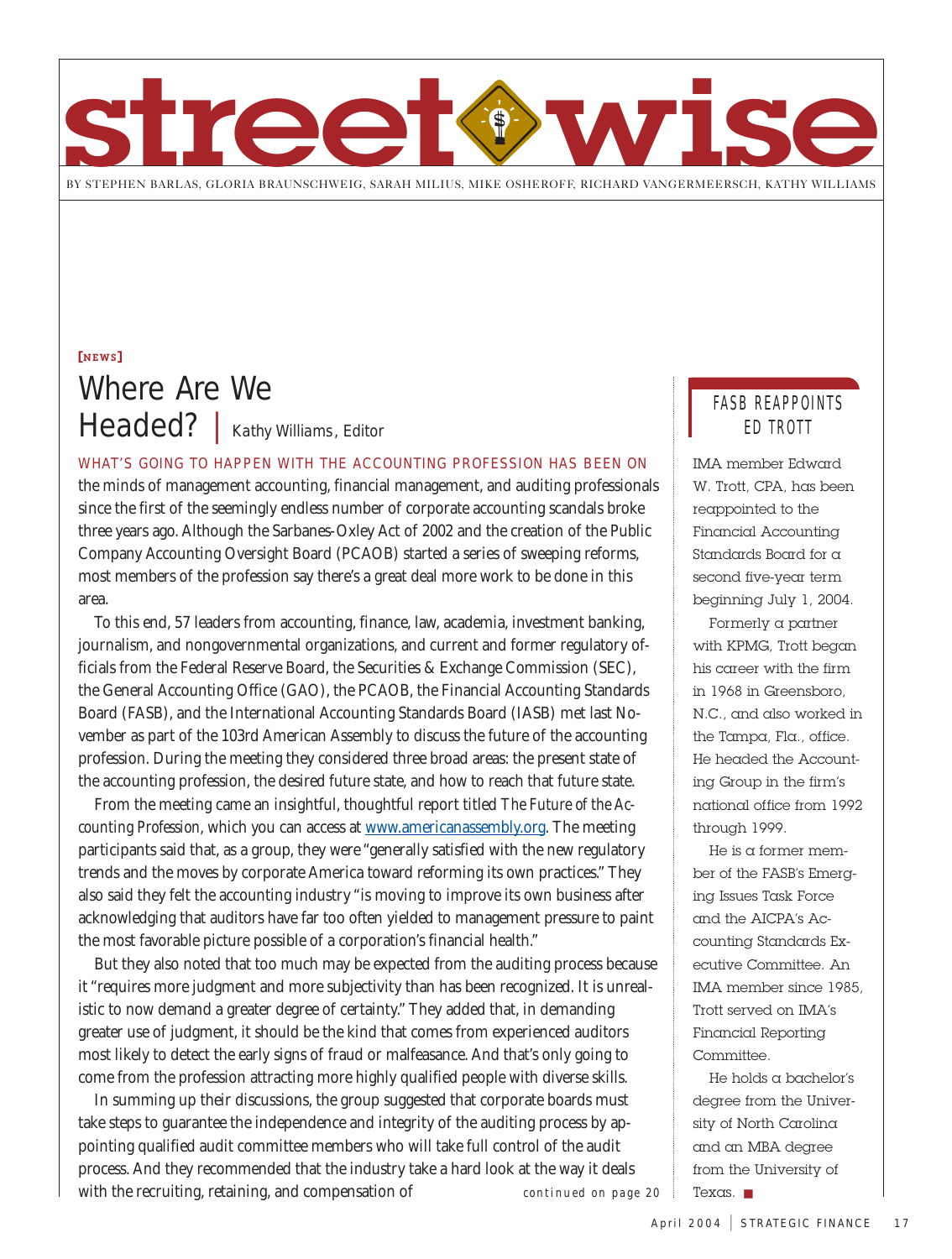# streetwise

BY STEPHEN BARLAS, GLORIA BRAUNSCHWEIG, SARAH MILIUS, MIKE OSHEROFF, RICHARD VANGERMEERSCH, KATHY WILLIAMS

**[NEWS]**

## Where Are We Headed? | *Kathy Williams, Editor*

WHAT'S GOING TO HAPPEN WITH THE ACCOUNTING PROFESSION HAS BEEN ON the minds of management accounting, financial management, and auditing professionals since the first of the seemingly endless number of corporate accounting scandals broke three years ago. Although the Sarbanes-Oxley Act of 2002 and the creation of the Public Company Accounting Oversight Board (PCAOB) started a series of sweeping reforms, most members of the profession say there's a great deal more work to be done in this area.

To this end, 57 leaders from accounting, finance, law, academia, investment banking, journalism, and nongovernmental organizations, and current and former regulatory officials from the Federal Reserve Board, the Securities & Exchange Commission (SEC), the General Accounting Office (GAO), the PCAOB, the Financial Accounting Standards Board (FASB), and the International Accounting Standards Board (IASB) met last November as part of the 103rd American Assembly to discuss the future of the accounting profession. During the meeting they considered three broad areas: the present state of the accounting profession, the desired future state, and how to reach that future state.

From the meeting came an insightful, thoughtful report titled *The Future of the Accounting Profession*, which you can access at www.americanassembly.org. The meeting participants said that, as a group, they were "generally satisfied with the new regulatory trends and the moves by corporate America toward reforming its own practices." They also said they felt the accounting industry "is moving to improve its own business after acknowledging that auditors have far too often yielded to management pressure to paint the most favorable picture possible of a corporation's financial health."

But they also noted that too much may be expected from the auditing process because it "requires more judgment and more subjectivity than has been recognized. It is unrealistic to now demand a greater degree of certainty." They added that, in demanding greater use of judgment, it should be the kind that comes from experienced auditors most likely to detect the early signs of fraud or malfeasance. And that's only going to come from the profession attracting more highly qualified people with diverse skills.

In summing up their discussions, the group suggested that corporate boards must take steps to guarantee the independence and integrity of the auditing process by appointing qualified audit committee members who will take full control of the audit process. And they recommended that the industry take a hard look at the way it deals with the recruiting, retaining, and compensation of *continued on page 20*

### FASB REAPPOINTS ED TROTT

IMA member Edward W. Trott, CPA, has been reappointed to the Financial Accounting Standards Board for a second five-year term beginning July 1, 2004.

Formerly a partner with KPMG, Trott began his career with the firm in 1968 in Greensboro, N.C., and also worked in the Tampa, Fla., office. He headed the Accounting Group in the firm's national office from 1992 through 1999.

He is a former member of the FASB's Emerging Issues Task Force and the AICPA's Accounting Standards Executive Committee. An IMA member since 1985, Trott served on IMA's Financial Reporting Committee.

He holds a bachelor's degree from the University of North Carolina and an MBA degree from the University of Texas. ■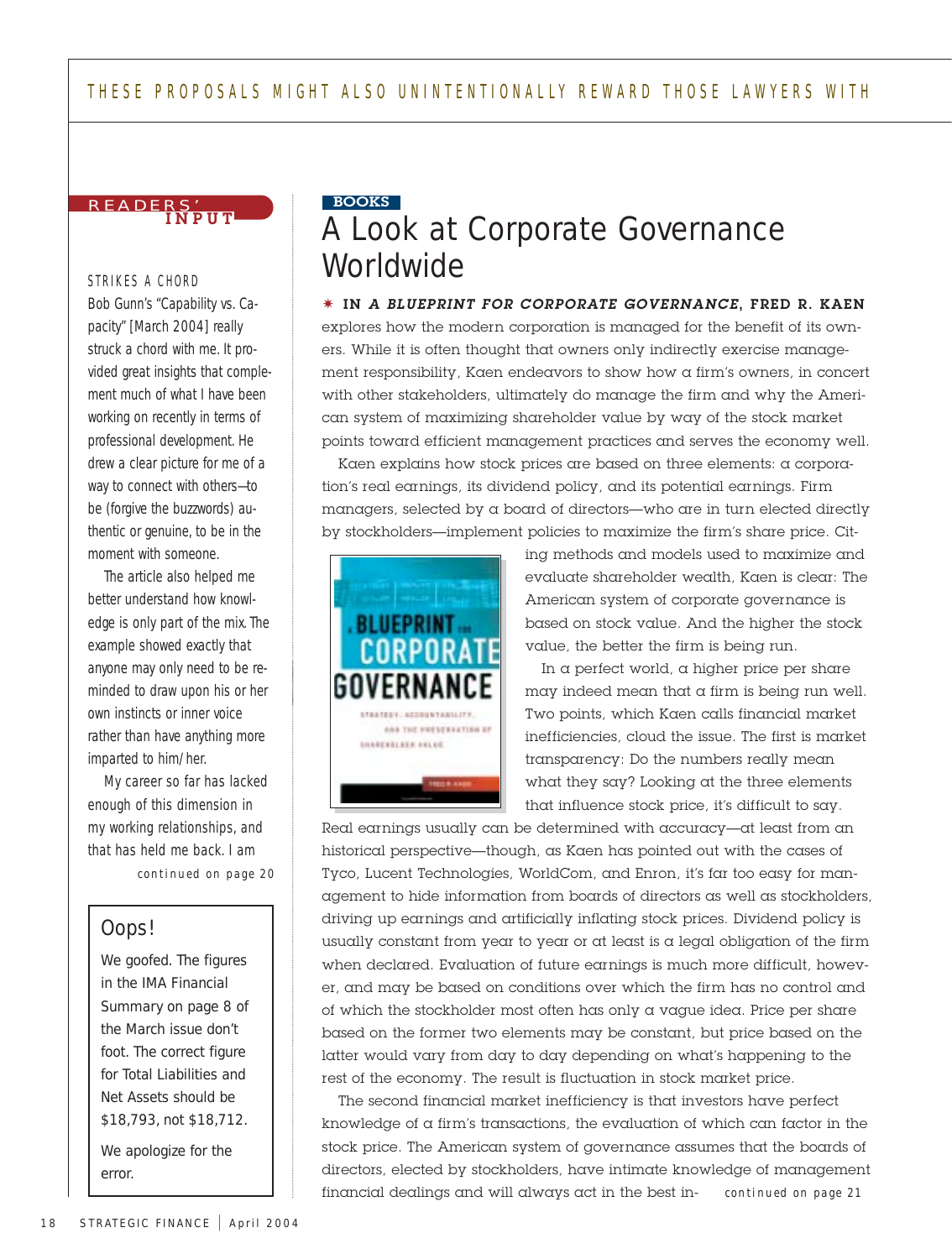## READERS' INPUT

### STRIKES A CHORD

Bob Gunn's "Capability vs. Capacity" [March 2004] really struck a chord with me. It provided great insights that complement much of what I have been working on recently in terms of professional development. He drew a clear picture for me of a way to connect with others—to be (forgive the buzzwords) authentic or genuine, to be in the moment with someone.

The article also helped me better understand how knowledge is only part of the mix. The example showed exactly that anyone may only need to be reminded to draw upon his or her own instincts or inner voice rather than have anything more imparted to him/her.

My career so far has lacked enough of this dimension in my working relationships, and that has held me back. I am

continued on page 20

### Oops!

We goofed. The figures in the IMA Financial Summary on page 8 of the March issue don't foot. The correct figure for Total Liabilities and Net Assets should be $18,793, not $18,712.

We apologize for the error.

BOOKS

# A Look at Corporate Governance Worldwide

**IN *A BLUEPRINT FOR CORPORATE GOVERNANCE*, FRED R. KAEN** explores how the modern corporation is managed for the benefit of its owners. While it is often thought that owners only indirectly exercise management responsibility, Kaen endeavors to show how a firm's owners, in concert with other stakeholders, ultimately do manage the firm and why the American system of maximizing shareholder value by way of the stock market points toward efficient management practices and serves the economy well.

Kaen explains how stock prices are based on three elements: a corporation's real earnings, its dividend policy, and its potential earnings. Firm managers, selected by a board of directors—who are in turn elected directly by stockholders—implement policies to maximize the firm's share price. Citing methods and models used to maximize and evaluate shareholder wealth, Kaen is clear: The American system of corporate governance is based on stock value. And the higher the stock value, the better the firm is being run.

In a perfect world, a higher price per share may indeed mean that a firm is being run well. Two points, which Kaen calls financial market inefficiencies, cloud the issue. The first is market transparency: Do the numbers really mean what they say? Looking at the three elements that influence stock price, it's difficult to say. Real earnings usually can be determined with accuracy—at least from an historical perspective—though, as Kaen has pointed out with the cases of Tyco, Lucent Technologies, WorldCom, and Enron, it's far too easy for management to hide information from boards of directors as well as stockholders, driving up earnings and artificially inflating stock prices. Dividend policy is usually constant from year to year or at least is a legal obligation of the firm when declared. Evaluation of future earnings is much more difficult, however, and may be based on conditions over which the firm has no control and of which the stockholder most often has only a vague idea. Price per share based on the former two elements may be constant, but price based on the latter would vary from day to day depending on what's happening to the rest of the economy. The result is fluctuation in stock market price.

The second financial market inefficiency is that investors have perfect knowledge of a firm's transactions, the evaluation of which can factor in the stock price. The American system of governance assumes that the boards of directors, elected by stockholders, have intimate knowledge of management financial dealings and will always act in the best in-

continued on page 21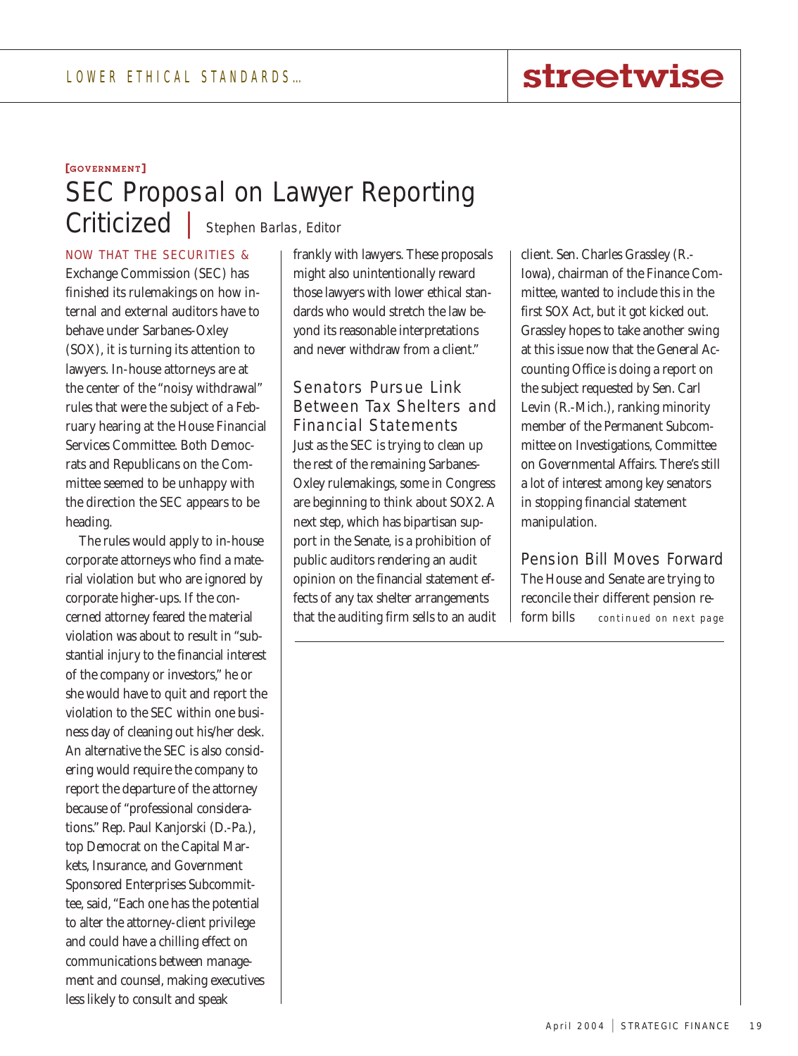[GOVERNMENT]

# SEC Proposal on Lawyer Reporting Criticized

*Stephen Barlas, Editor*

NOW THAT THE SECURITIES & Exchange Commission (SEC) has finished its rulemakings on how internal and external auditors have to behave under Sarbanes-Oxley (SOX), it is turning its attention to lawyers. In-house attorneys are at the center of the "noisy withdrawal" rules that were the subject of a February hearing at the House Financial Services Committee. Both Democrats and Republicans on the Committee seemed to be unhappy with the direction the SEC appears to be heading.

The rules would apply to in-house corporate attorneys who find a material violation but who are ignored by corporate higher-ups. If the concerned attorney feared the material violation was about to result in "substantial injury to the financial interest of the company or investors," he or she would have to quit and report the violation to the SEC within one business day of cleaning out his/her desk. An alternative the SEC is also considering would require the company to report the departure of the attorney because of "professional considerations." Rep. Paul Kanjorski (D.-Pa.), top Democrat on the Capital Markets, Insurance, and Government Sponsored Enterprises Subcommittee, said, "Each one has the potential to alter the attorney-client privilege and could have a chilling effect on communications between management and counsel, making executives less likely to consult and speak frankly with lawyers. These proposals might also unintentionally reward those lawyers with lower ethical standards who would stretch the law beyond its reasonable interpretations and never withdraw from a client."

## Senators Pursue Link Between Tax Shelters and Financial Statements

Just as the SEC is trying to clean up the rest of the remaining Sarbanes-Oxley rulemakings, some in Congress are beginning to think about SOX2. A next step, which has bipartisan support in the Senate, is a prohibition of public auditors rendering an audit opinion on the financial statement effects of any tax shelter arrangements that the auditing firm sells to an audit client. Sen. Charles Grassley (R.-Iowa), chairman of the Finance Committee, wanted to include this in the first SOX Act, but it got kicked out. Grassley hopes to take another swing at this issue now that the General Accounting Office is doing a report on the subject requested by Sen. Carl Levin (R.-Mich.), ranking minority member of the Permanent Subcommittee on Investigations, Committee on Governmental Affairs. There's still a lot of interest among key senators in stopping financial statement manipulation.

## Pension Bill Moves Forward

The House and Senate are trying to reconcile their different pension reform bills *continued on next page*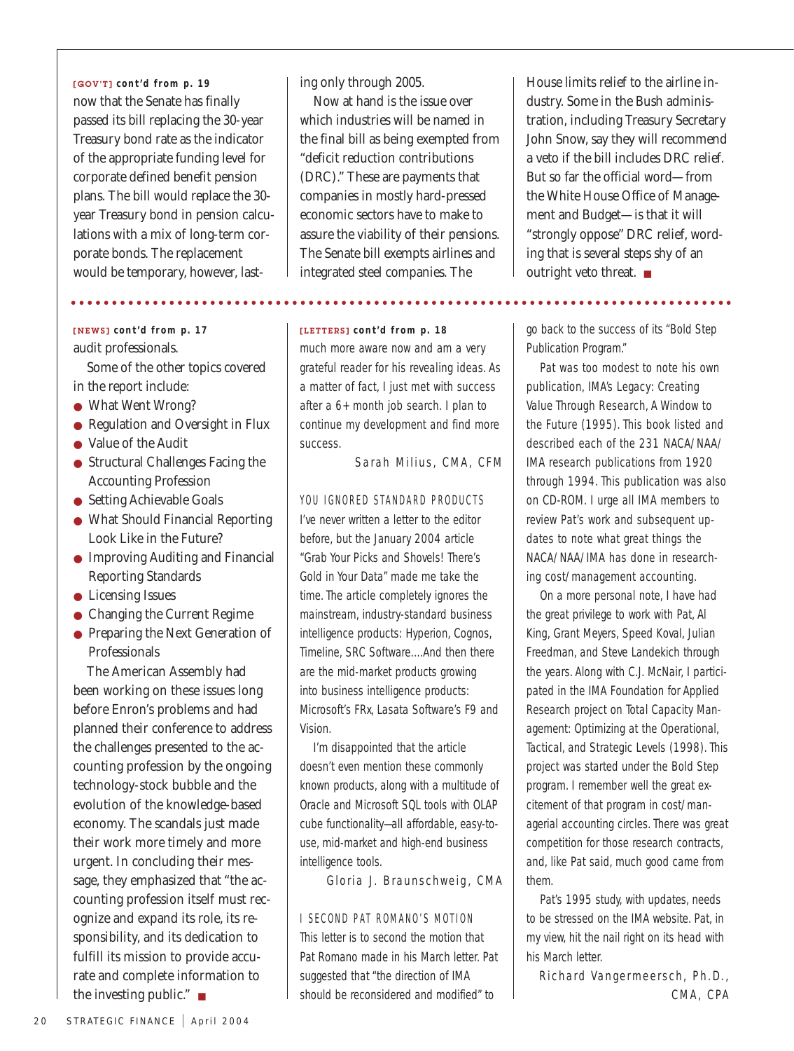**[GOV'T] cont'd from p. 19**

now that the Senate has finally passed its bill replacing the 30-year Treasury bond rate as the indicator of the appropriate funding level for corporate defined benefit pension plans. The bill would replace the 30-year Treasury bond in pension calculations with a mix of long-term corporate bonds. The replacement would be temporary, however, lasting only through 2005.

Now at hand is the issue over which industries will be named in the final bill as being exempted from "deficit reduction contributions (DRC)." These are payments that companies in mostly hard-pressed economic sectors have to make to assure the viability of their pensions. The Senate bill exempts airlines and integrated steel companies. The House limits relief to the airline industry. Some in the Bush administration, including Treasury Secretary John Snow, say they will recommend a veto if the bill includes DRC relief. But so far the official word—from the White House Office of Management and Budget—is that it will "strongly oppose" DRC relief, wording that is several steps shy of an outright veto threat. ■

---

**[NEWS] cont'd from p. 17**

audit professionals.

Some of the other topics covered in the report include:

- What Went Wrong?
- Regulation and Oversight in Flux
- Value of the Audit
- Structural Challenges Facing the Accounting Profession
- Setting Achievable Goals
- What Should Financial Reporting Look Like in the Future?
- Improving Auditing and Financial Reporting Standards
- Licensing Issues
- Changing the Current Regime
- Preparing the Next Generation of Professionals

The American Assembly had been working on these issues long before Enron's problems and had planned their conference to address the challenges presented to the accounting profession by the ongoing technology-stock bubble and the evolution of the knowledge-based economy. The scandals just made their work more timely and more urgent. In concluding their message, they emphasized that "the accounting profession itself must recognize and expand its role, its responsibility, and its dedication to fulfill its mission to provide accurate and complete information to the investing public." ■

**[LETTERS] cont'd from p. 18**

much more aware now and am a very grateful reader for his revealing ideas. As a matter of fact, I just met with success after a 6+ month job search. I plan to continue my development and find more success.

Sarah Milius, CMA, CFM

YOU IGNORED STANDARD PRODUCTS

I've never written a letter to the editor before, but the January 2004 article "Grab Your Picks and Shovels! There's Gold in Your Data" made me take the time. The article completely ignores the mainstream, industry-standard business intelligence products: Hyperion, Cognos, Timeline, SRC Software....And then there are the mid-market products growing into business intelligence products: Microsoft's FRx, Lasata Software's F9 and Vision.

I'm disappointed that the article doesn't even mention these commonly known products, along with a multitude of Oracle and Microsoft SQL tools with OLAP cube functionality—all affordable, easy-to-use, mid-market and high-end business intelligence tools.

Gloria J. Braunschweig, CMA

I SECOND PAT ROMANO'S MOTION

This letter is to second the motion that Pat Romano made in his March letter. Pat suggested that "the direction of IMA should be reconsidered and modified" to go back to the success of its "Bold Step Publication Program."

Pat was too modest to note his own publication, IMA's Legacy: Creating Value Through Research, A Window to the Future (1995). This book listed and described each of the 231 NACA/NAA/IMA research publications from 1920 through 1994. This publication was also on CD-ROM. I urge all IMA members to review Pat's work and subsequent updates to note what great things the NACA/NAA/IMA has done in researching cost/management accounting.

On a more personal note, I have had the great privilege to work with Pat, Al King, Grant Meyers, Speed Koval, Julian Freedman, and Steve Landekich through the years. Along with C.J. McNair, I participated in the IMA Foundation for Applied Research project on Total Capacity Management: Optimizing at the Operational, Tactical, and Strategic Levels (1998). This project was started under the Bold Step program. I remember well the great excitement of that program in cost/managerial accounting circles. There was great competition for those research contracts, and, like Pat said, much good came from them.

Pat's 1995 study, with updates, needs to be stressed on the IMA website. Pat, in my view, hit the nail right on its head with his March letter.

Richard Vangermeersch, Ph.D., CMA, CPA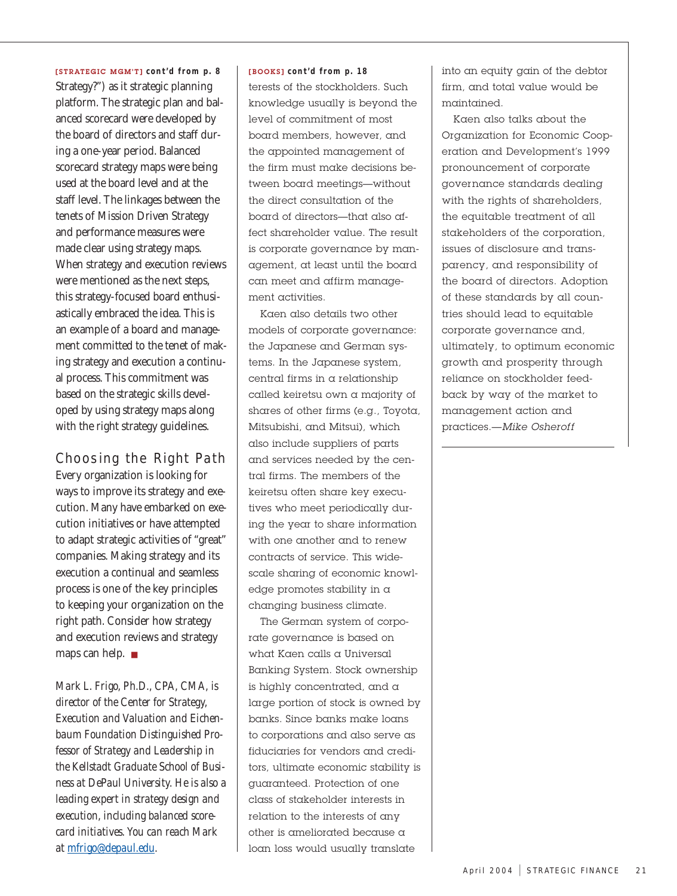[STRATEGIC MGM'T] **cont'd from p. 8**

Strategy?") as it strategic planning platform. The strategic plan and balanced scorecard were developed by the board of directors and staff during a one-year period. Balanced scorecard strategy maps were being used at the board level and at the staff level. The linkages between the tenets of Mission Driven Strategy and performance measures were made clear using strategy maps. When strategy and execution reviews were mentioned as the next steps, this strategy-focused board enthusiastically embraced the idea. This is an example of a board and management committed to the tenet of making strategy and execution a continual process. This commitment was based on the strategic skills developed by using strategy maps along with the right strategy guidelines.

## Choosing the Right Path

Every organization is looking for ways to improve its strategy and execution. Many have embarked on execution initiatives or have attempted to adapt strategic activities of "great" companies. Making strategy and its execution a continual and seamless process is one of the key principles to keeping your organization on the right path. Consider how strategy and execution reviews and strategy maps can help. ■

*Mark L. Frigo, Ph.D., CPA, CMA, is director of the Center for Strategy, Execution and Valuation and Eichenbaum Foundation Distinguished Professor of Strategy and Leadership in the Kellstadt Graduate School of Business at DePaul University. He is also a leading expert in strategy design and execution, including balanced scorecard initiatives. You can reach Mark at* mfrigo@depaul.edu.

[BOOKS] **cont'd from p. 18**

terests of the stockholders. Such knowledge usually is beyond the level of commitment of most board members, however, and the appointed management of the firm must make decisions between board meetings—without the direct consultation of the board of directors—that also affect shareholder value. The result is corporate governance by management, at least until the board can meet and affirm management activities.

Kaen also details two other models of corporate governance: the Japanese and German systems. In the Japanese system, central firms in a relationship called keiretsu own a majority of shares of other firms (e.g., Toyota, Mitsubishi, and Mitsui), which also include suppliers of parts and services needed by the central firms. The members of the keiretsu often share key executives who meet periodically during the year to share information with one another and to renew contracts of service. This widescale sharing of economic knowledge promotes stability in a changing business climate.

The German system of corporate governance is based on what Kaen calls a Universal Banking System. Stock ownership is highly concentrated, and a large portion of stock is owned by banks. Since banks make loans to corporations and also serve as fiduciaries for vendors and creditors, ultimate economic stability is guaranteed. Protection of one class of stakeholder interests in relation to the interests of any other is ameliorated because a loan loss would usually translate into an equity gain of the debtor firm, and total value would be maintained.

Kaen also talks about the Organization for Economic Cooperation and Development's 1999 pronouncement of corporate governance standards dealing with the rights of shareholders, the equitable treatment of all stakeholders of the corporation, issues of disclosure and transparency, and responsibility of the board of directors. Adoption of these standards by all countries should lead to equitable corporate governance and, ultimately, to optimum economic growth and prosperity through reliance on stockholder feedback by way of the market to management action and practices.—*Mike Osheroff*